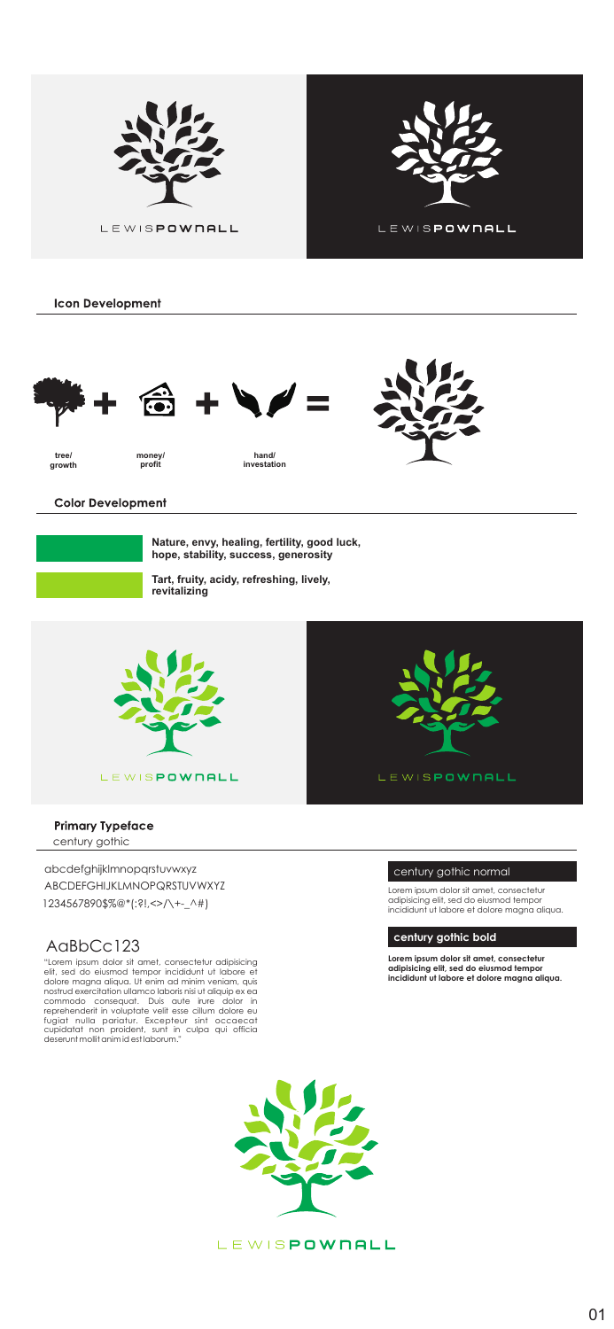LEWISPOWNALL

LEWISPOWNALL

## Icon Development

+ + =

tree/ growth

money/ profit

hand/ investation

## Color Development

**Nature, envy, healing, fertility, good luck, hope, stability, success, generosity**

**Tart, fruity, acidy, refreshing, lively, revitalizing**

LEWISPOWNALL

LEWISPOWNALL

## Primary Typeface

century gothic

abcdefghijklmnopqrstuvwxyz
ABCDEFGHIJKLMNOPQRSTUVWXYZ
1234567890$%@*(:?!,<>/\+-_^#)

AaBbCc123

"Lorem ipsum dolor sit amet, consectetur adipisicing elit, sed do eiusmod tempor incididunt ut labore et dolore magna aliqua. Ut enim ad minim veniam, quis nostrud exercitation ullamco laboris nisi ut aliquip ex ea commodo consequat. Duis aute irure dolor in reprehenderit in voluptate velit esse cillum dolore eu fugiat nulla pariatur. Excepteur sint occaecat cupidatat non proident, sunt in culpa qui officia deserunt mollit anim id est laborum."

century gothic normal

Lorem ipsum dolor sit amet, consectetur adipisicing elit, sed do eiusmod tempor incididunt ut labore et dolore magna aliqua.

**century gothic bold**

**Lorem ipsum dolor sit amet, consectetur adipisicing elit, sed do eiusmod tempor incididunt ut labore et dolore magna aliqua.**

LEWISPOWNALL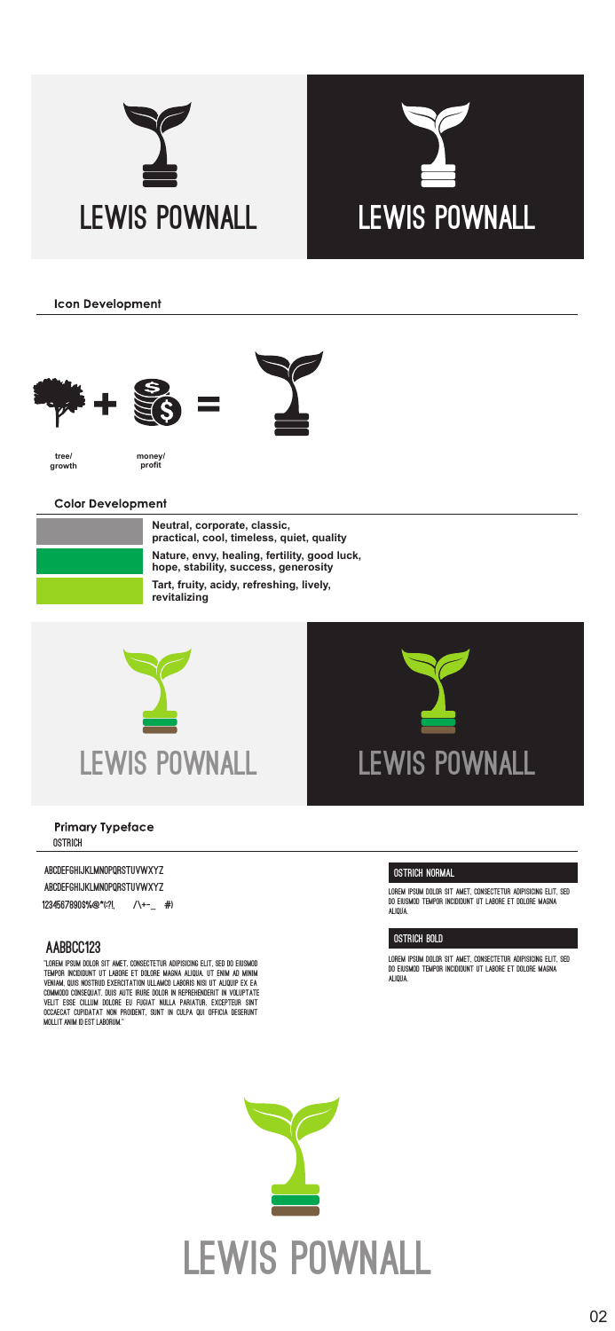LEWIS POWNALL

LEWIS POWNALL

## Icon Development

tree/ growth

money/ profit

## Color Development

**Neutral, corporate, classic, practical, cool, timeless, quiet, quality**

**Nature, envy, healing, fertility, good luck, hope, stability, success, generosity**

**Tart, fruity, acidy, refreshing, lively, revitalizing**

LEWIS POWNALL

LEWIS POWNALL

## Primary Typeface

OSTRICH

ABCDEFGHIJKLMNOPQRSTUVWXYZ

ABCDEFGHIJKLMNOPQRSTUVWXYZ

1234567890$%@*(:?!, /\+-_ #)

### AABBCC123

"LOREM IPSUM DOLOR SIT AMET, CONSECTETUR ADIPISICING ELIT, SED DO EIUSMOD TEMPOR INCIDIDUNT UT LABORE ET DOLORE MAGNA ALIQUA. UT ENIM AD MINIM VENIAM, QUIS NOSTRUD EXERCITATION ULLAMCO LABORIS NISI UT ALIQUIP EX EA COMMODO CONSEQUAT. DUIS AUTE IRURE DOLOR IN REPREHENDERIT IN VOLUPTATE VELIT ESSE CILLUM DOLORE EU FUGIAT NULLA PARIATUR. EXCEPTEUR SINT OCCAECAT CUPIDATAT NON PROIDENT, SUNT IN CULPA QUI OFFICIA DESERUNT MOLLIT ANIM ID EST LABORUM."

### OSTRICH NORMAL

LOREM IPSUM DOLOR SIT AMET, CONSECTETUR ADIPISICING ELIT, SED DO EIUSMOD TEMPOR INCIDIDUNT UT LABORE ET DOLORE MAGNA ALIQUA.

### OSTRICH BOLD

LOREM IPSUM DOLOR SIT AMET, CONSECTETUR ADIPISICING ELIT, SED DO EIUSMOD TEMPOR INCIDIDUNT UT LABORE ET DOLORE MAGNA ALIQUA.

LEWIS POWNALL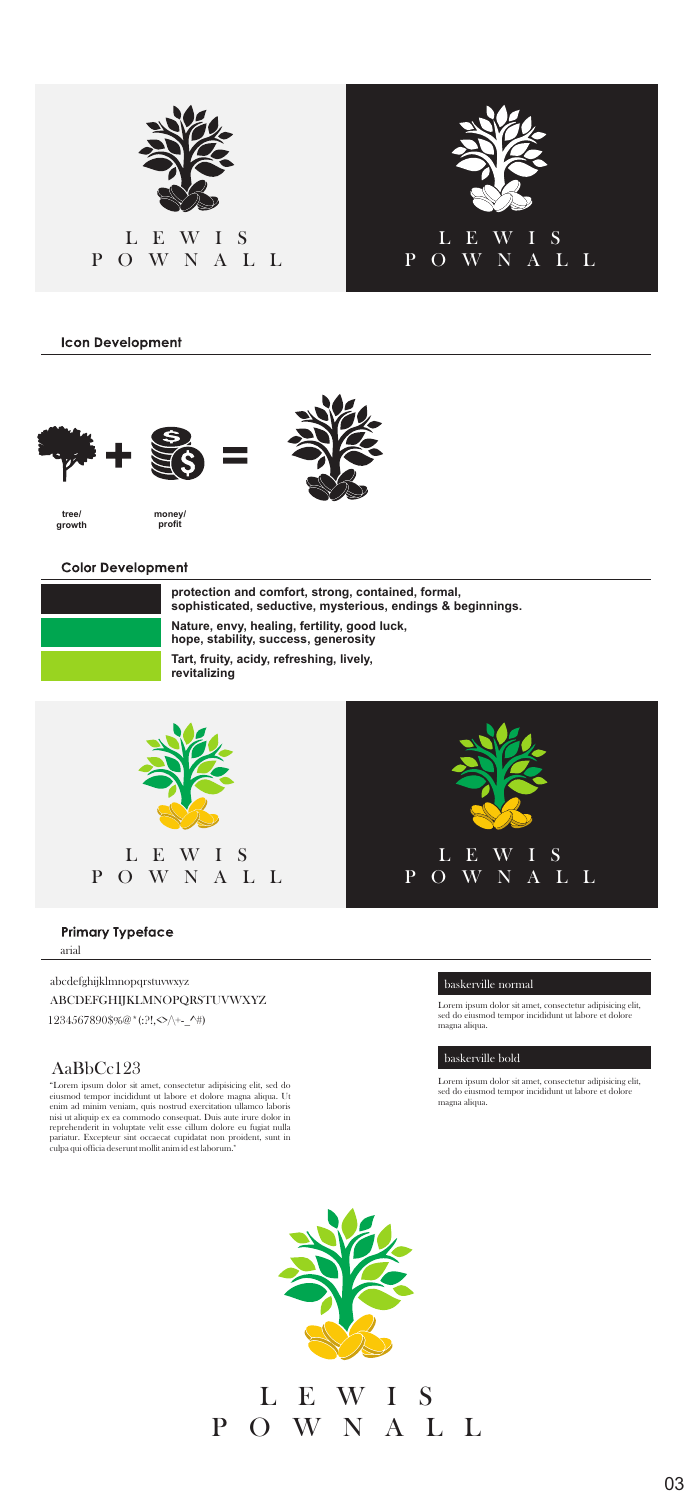L E W I S
P O W N A L L

L E W I S
P O W N A L L

## Icon Development

+ =

tree/
growth

money/
profit

## Color Development

**protection and comfort, strong, contained, formal, sophisticated, seductive, mysterious, endings & beginnings.**

**Nature, envy, healing, fertility, good luck, hope, stability, success, generosity**

**Tart, fruity, acidy, refreshing, lively, revitalizing**

L E W I S
P O W N A L L

L E W I S
P O W N A L L

## Primary Typeface

arial

abcdefghijklmnopqrstuvwxyz
ABCDEFGHIJKLMNOPQRSTUVWXYZ
1234567890$%@*(:?!,<>/\+-_^#)

AaBbCc123

"Lorem ipsum dolor sit amet, consectetur adipisicing elit, sed do eiusmod tempor incididunt ut labore et dolore magna aliqua. Ut enim ad minim veniam, quis nostrud exercitation ullamco laboris nisi ut aliquip ex ea commodo consequat. Duis aute irure dolor in reprehenderit in voluptate velit esse cillum dolore eu fugiat nulla pariatur. Excepteur sint occaecat cupidatat non proident, sunt in culpa qui officia deserunt mollit anim id est laborum."

baskerville normal

Lorem ipsum dolor sit amet, consectetur adipisicing elit, sed do eiusmod tempor incididunt ut labore et dolore magna aliqua.

baskerville bold

Lorem ipsum dolor sit amet, consectetur adipisicing elit, sed do eiusmod tempor incididunt ut labore et dolore magna aliqua.

L E W I S
P O W N A L L